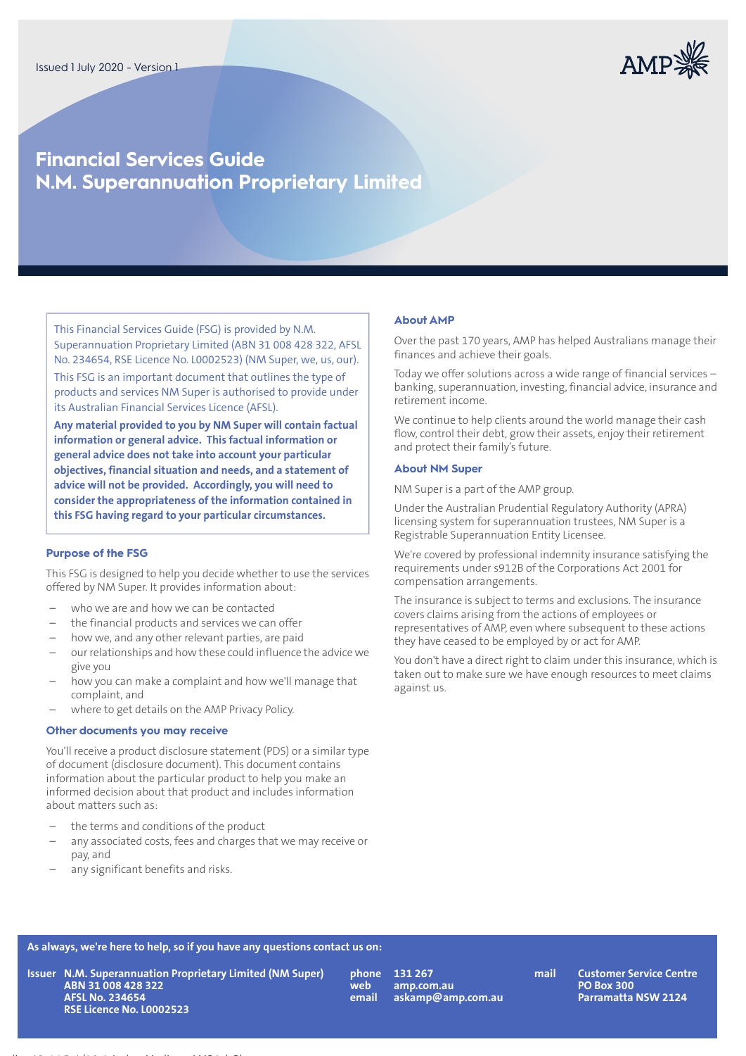Issued 1 July 2020 - Version 1

# Financial Services Guide N.M. Superannuation Proprietary Limited

This Financial Services Guide (FSG) is provided by N.M. Superannuation Proprietary Limited (ABN 31 008 428 322, AFSL No. 234654, RSE Licence No. L0002523) (NM Super, we, us, our).

This FSG is an important document that outlines the type of products and services NM Super is authorised to provide under its Australian Financial Services Licence (AFSL).

**Any material provided to you by NM Super will contain factual information or general advice. This factual information or general advice does not take into account your particular objectives, financial situation and needs, and a statement of advice will not be provided. Accordingly, you will need to consider the appropriateness of the information contained in this FSG having regard to your particular circumstances.**

### Purpose of the FSG

This FSG is designed to help you decide whether to use the services offered by NM Super. It provides information about:

- who we are and how we can be contacted
- the financial products and services we can offer
- how we, and any other relevant parties, are paid
- our relationships and how these could influence the advice we give you
- how you can make a complaint and how we'll manage that complaint, and
- where to get details on the AMP Privacy Policy.

### Other documents you may receive

You'll receive a product disclosure statement (PDS) or a similar type of document (disclosure document). This document contains information about the particular product to help you make an informed decision about that product and includes information about matters such as:

- the terms and conditions of the product
- any associated costs, fees and charges that we may receive or pay, and
- any significant benefits and risks.

### About AMP

Over the past 170 years, AMP has helped Australians manage their finances and achieve their goals.

Today we offer solutions across a wide range of financial services – banking, superannuation, investing, financial advice, insurance and retirement income.

We continue to help clients around the world manage their cash flow, control their debt, grow their assets, enjoy their retirement and protect their family's future.

### About NM Super

NM Super is a part of the AMP group.

Under the Australian Prudential Regulatory Authority (APRA) licensing system for superannuation trustees, NM Super is a Registrable Superannuation Entity Licensee.

We're covered by professional indemnity insurance satisfying the requirements under s912B of the Corporations Act 2001 for compensation arrangements.

The insurance is subject to terms and exclusions. The insurance covers claims arising from the actions of employees or representatives of AMP, even where subsequent to these actions they have ceased to be employed by or act for AMP.

You don't have a direct right to claim under this insurance, which is taken out to make sure we have enough resources to meet claims against us.

**As always, we're here to help, so if you have any questions contact us on:**

**Issuer** N.M. Superannuation Proprietary Limited (NM Super)
ABN 31 008 428 322
AFSL No. 234654
RSE Licence No. L0002523

**phone** 131 267
**web** amp.com.au
**email** askamp@amp.com.au

**mail** Customer Service Centre
PO Box 300
Parramatta NSW 2124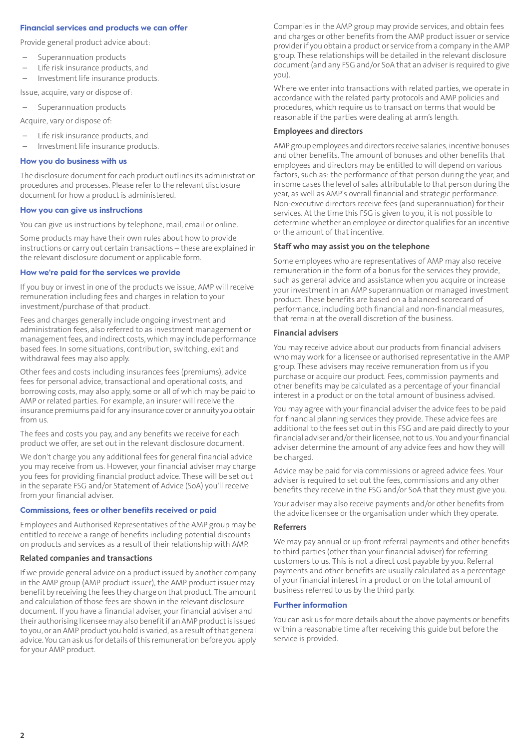## Financial services and products we can offer

Provide general product advice about:

- Superannuation products
- Life risk insurance products, and
- Investment life insurance products.

Issue, acquire, vary or dispose of:

- Superannuation products

Acquire, vary or dispose of:

- Life risk insurance products, and
- Investment life insurance products.

## How you do business with us

The disclosure document for each product outlines its administration procedures and processes. Please refer to the relevant disclosure document for how a product is administered.

## How you can give us instructions

You can give us instructions by telephone, mail, email or online.

Some products may have their own rules about how to provide instructions or carry out certain transactions – these are explained in the relevant disclosure document or applicable form.

## How we're paid for the services we provide

If you buy or invest in one of the products we issue, AMP will receive remuneration including fees and charges in relation to your investment/purchase of that product.

Fees and charges generally include ongoing investment and administration fees, also referred to as investment management or management fees, and indirect costs, which may include performance based fees. In some situations, contribution, switching, exit and withdrawal fees may also apply.

Other fees and costs including insurances fees (premiums), advice fees for personal advice, transactional and operational costs, and borrowing costs, may also apply, some or all of which may be paid to AMP or related parties. For example, an insurer will receive the insurance premiums paid for any insurance cover or annuity you obtain from us.

The fees and costs you pay, and any benefits we receive for each product we offer, are set out in the relevant disclosure document.

We don't charge you any additional fees for general financial advice you may receive from us. However, your financial adviser may charge you fees for providing financial product advice. These will be set out in the separate FSG and/or Statement of Advice (SoA) you'll receive from your financial adviser.

## Commissions, fees or other benefits received or paid

Employees and Authorised Representatives of the AMP group may be entitled to receive a range of benefits including potential discounts on products and services as a result of their relationship with AMP.

### Related companies and transactions

If we provide general advice on a product issued by another company in the AMP group (AMP product issuer), the AMP product issuer may benefit by receiving the fees they charge on that product. The amount and calculation of those fees are shown in the relevant disclosure document. If you have a financial adviser, your financial adviser and their authorising licensee may also benefit if an AMP product is issued to you, or an AMP product you hold is varied, as a result of that general advice. You can ask us for details of this remuneration before you apply for your AMP product.

Companies in the AMP group may provide services, and obtain fees and charges or other benefits from the AMP product issuer or service provider if you obtain a product or service from a company in the AMP group. These relationships will be detailed in the relevant disclosure document (and any FSG and/or SoA that an adviser is required to give you).

Where we enter into transactions with related parties, we operate in accordance with the related party protocols and AMP policies and procedures, which require us to transact on terms that would be reasonable if the parties were dealing at arm's length.

### Employees and directors

AMP group employees and directors receive salaries, incentive bonuses and other benefits. The amount of bonuses and other benefits that employees and directors may be entitled to will depend on various factors, such as: the performance of that person during the year, and in some cases the level of sales attributable to that person during the year, as well as AMP's overall financial and strategic performance. Non-executive directors receive fees (and superannuation) for their services. At the time this FSG is given to you, it is not possible to determine whether an employee or director qualifies for an incentive or the amount of that incentive.

### Staff who may assist you on the telephone

Some employees who are representatives of AMP may also receive remuneration in the form of a bonus for the services they provide, such as general advice and assistance when you acquire or increase your investment in an AMP superannuation or managed investment product. These benefits are based on a balanced scorecard of performance, including both financial and non-financial measures, that remain at the overall discretion of the business.

### Financial advisers

You may receive advice about our products from financial advisers who may work for a licensee or authorised representative in the AMP group. These advisers may receive remuneration from us if you purchase or acquire our product. Fees, commission payments and other benefits may be calculated as a percentage of your financial interest in a product or on the total amount of business advised.

You may agree with your financial adviser the advice fees to be paid for financial planning services they provide. These advice fees are additional to the fees set out in this FSG and are paid directly to your financial adviser and/or their licensee, not to us. You and your financial adviser determine the amount of any advice fees and how they will be charged.

Advice may be paid for via commissions or agreed advice fees. Your adviser is required to set out the fees, commissions and any other benefits they receive in the FSG and/or SoA that they must give you.

Your adviser may also receive payments and/or other benefits from the advice licensee or the organisation under which they operate.

### Referrers

We may pay annual or up-front referral payments and other benefits to third parties (other than your financial adviser) for referring customers to us. This is not a direct cost payable by you. Referral payments and other benefits are usually calculated as a percentage of your financial interest in a product or on the total amount of business referred to us by the third party.

## Further information

You can ask us for more details about the above payments or benefits within a reasonable time after receiving this guide but before the service is provided.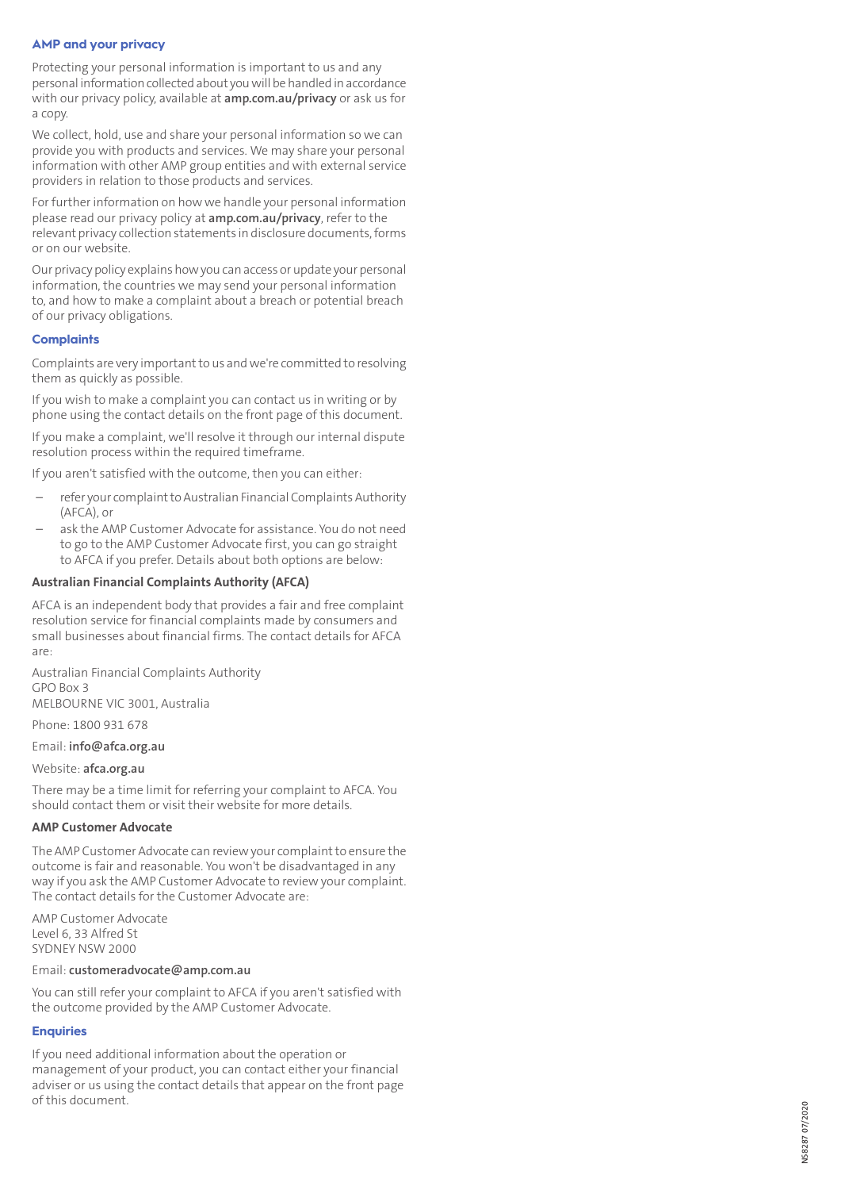## AMP and your privacy

Protecting your personal information is important to us and any personal information collected about you will be handled in accordance with our privacy policy, available at **amp.com.au/privacy** or ask us for a copy.

We collect, hold, use and share your personal information so we can provide you with products and services. We may share your personal information with other AMP group entities and with external service providers in relation to those products and services.

For further information on how we handle your personal information please read our privacy policy at **amp.com.au/privacy**, refer to the relevant privacy collection statements in disclosure documents, forms or on our website.

Our privacy policy explains how you can access or update your personal information, the countries we may send your personal information to, and how to make a complaint about a breach or potential breach of our privacy obligations.

## Complaints

Complaints are very important to us and we're committed to resolving them as quickly as possible.

If you wish to make a complaint you can contact us in writing or by phone using the contact details on the front page of this document.

If you make a complaint, we'll resolve it through our internal dispute resolution process within the required timeframe.

If you aren't satisfied with the outcome, then you can either:

- refer your complaint to Australian Financial Complaints Authority (AFCA), or
- ask the AMP Customer Advocate for assistance. You do not need to go to the AMP Customer Advocate first, you can go straight to AFCA if you prefer. Details about both options are below:

### Australian Financial Complaints Authority (AFCA)

AFCA is an independent body that provides a fair and free complaint resolution service for financial complaints made by consumers and small businesses about financial firms. The contact details for AFCA are:

Australian Financial Complaints Authority
GPO Box 3
MELBOURNE VIC 3001, Australia

Phone: 1800 931 678

Email: **info@afca.org.au**

Website: **afca.org.au**

There may be a time limit for referring your complaint to AFCA. You should contact them or visit their website for more details.

### AMP Customer Advocate

The AMP Customer Advocate can review your complaint to ensure the outcome is fair and reasonable. You won't be disadvantaged in any way if you ask the AMP Customer Advocate to review your complaint. The contact details for the Customer Advocate are:

AMP Customer Advocate
Level 6, 33 Alfred St
SYDNEY NSW 2000

Email: **customeradvocate@amp.com.au**

You can still refer your complaint to AFCA if you aren't satisfied with the outcome provided by the AMP Customer Advocate.

## Enquiries

If you need additional information about the operation or management of your product, you can contact either your financial adviser or us using the contact details that appear on the front page of this document.

NS8287 07/2020